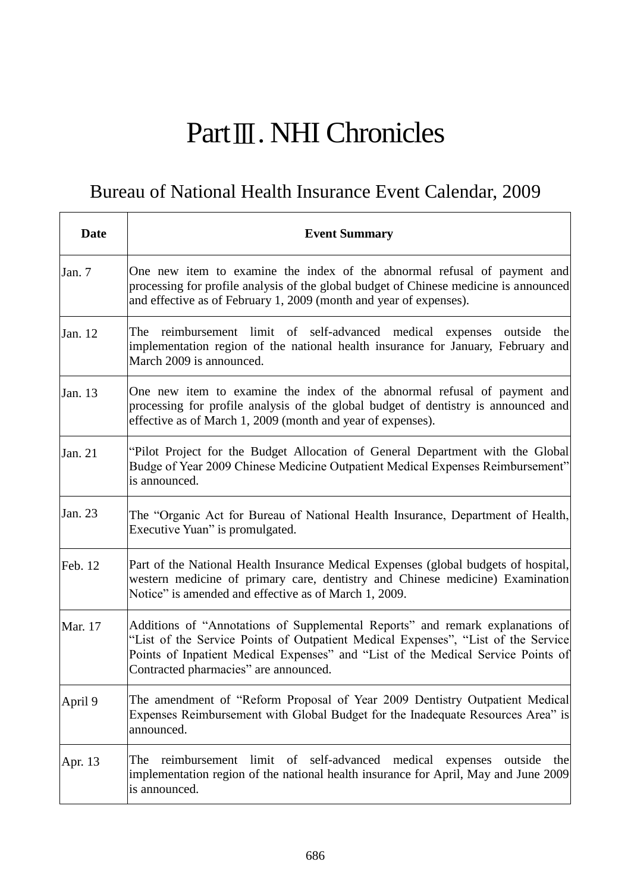# PartⅢ. NHI Chronicles

## Bureau of National Health Insurance Event Calendar, 2009

| Date | Event Summary |
|---|---|
| Jan. 7 | One new item to examine the index of the abnormal refusal of payment and processing for profile analysis of the global budget of Chinese medicine is announced and effective as of February 1, 2009 (month and year of expenses). |
| Jan. 12 | The reimbursement limit of self-advanced medical expenses outside the implementation region of the national health insurance for January, February and March 2009 is announced. |
| Jan. 13 | One new item to examine the index of the abnormal refusal of payment and processing for profile analysis of the global budget of dentistry is announced and effective as of March 1, 2009 (month and year of expenses). |
| Jan. 21 | "Pilot Project for the Budget Allocation of General Department with the Global Budge of Year 2009 Chinese Medicine Outpatient Medical Expenses Reimbursement" is announced. |
| Jan. 23 | The "Organic Act for Bureau of National Health Insurance, Department of Health, Executive Yuan" is promulgated. |
| Feb. 12 | Part of the National Health Insurance Medical Expenses (global budgets of hospital, western medicine of primary care, dentistry and Chinese medicine) Examination Notice" is amended and effective as of March 1, 2009. |
| Mar. 17 | Additions of "Annotations of Supplemental Reports" and remark explanations of "List of the Service Points of Outpatient Medical Expenses", "List of the Service Points of Inpatient Medical Expenses" and "List of the Medical Service Points of Contracted pharmacies" are announced. |
| April 9 | The amendment of "Reform Proposal of Year 2009 Dentistry Outpatient Medical Expenses Reimbursement with Global Budget for the Inadequate Resources Area" is announced. |
| Apr. 13 | The reimbursement limit of self-advanced medical expenses outside the implementation region of the national health insurance for April, May and June 2009 is announced. |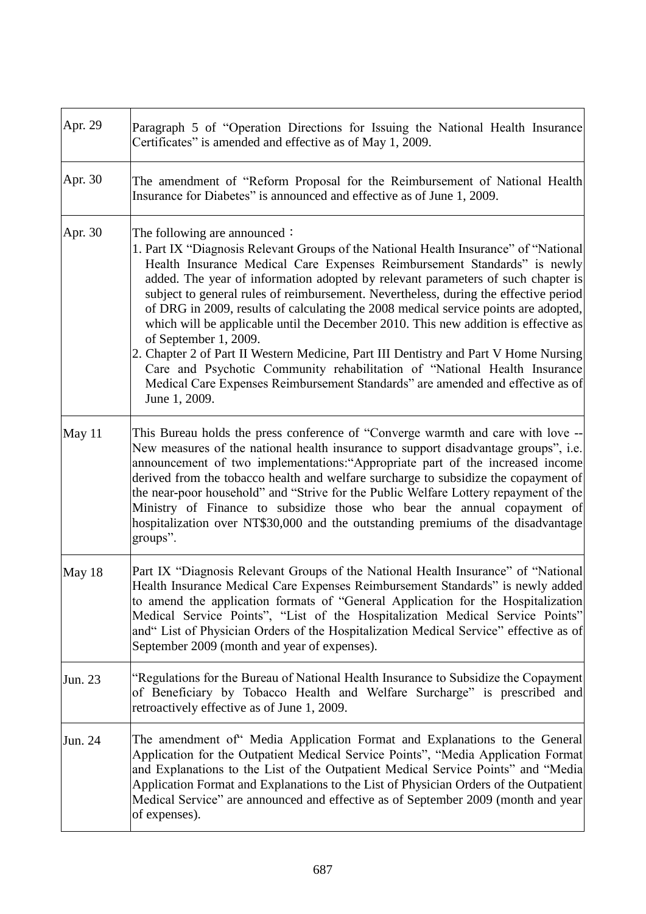| | |
|---|---|
| Apr. 29 | Paragraph 5 of "Operation Directions for Issuing the National Health Insurance Certificates" is amended and effective as of May 1, 2009. |
| Apr. 30 | The amendment of "Reform Proposal for the Reimbursement of National Health Insurance for Diabetes" is announced and effective as of June 1, 2009. |
| Apr. 30 | The following are announced：<br>1. Part IX "Diagnosis Relevant Groups of the National Health Insurance" of "National Health Insurance Medical Care Expenses Reimbursement Standards" is newly added. The year of information adopted by relevant parameters of such chapter is subject to general rules of reimbursement. Nevertheless, during the effective period of DRG in 2009, results of calculating the 2008 medical service points are adopted, which will be applicable until the December 2010. This new addition is effective as of September 1, 2009.<br>2. Chapter 2 of Part II Western Medicine, Part III Dentistry and Part V Home Nursing Care and Psychotic Community rehabilitation of "National Health Insurance Medical Care Expenses Reimbursement Standards" are amended and effective as of June 1, 2009. |
| May 11 | This Bureau holds the press conference of "Converge warmth and care with love -- New measures of the national health insurance to support disadvantage groups", i.e. announcement of two implementations:"Appropriate part of the increased income derived from the tobacco health and welfare surcharge to subsidize the copayment of the near-poor household" and "Strive for the Public Welfare Lottery repayment of the Ministry of Finance to subsidize those who bear the annual copayment of hospitalization over NT$30,000 and the outstanding premiums of the disadvantage groups". |
| May 18 | Part IX "Diagnosis Relevant Groups of the National Health Insurance" of "National Health Insurance Medical Care Expenses Reimbursement Standards" is newly added to amend the application formats of "General Application for the Hospitalization Medical Service Points", "List of the Hospitalization Medical Service Points" and" List of Physician Orders of the Hospitalization Medical Service" effective as of September 2009 (month and year of expenses). |
| Jun. 23 | "Regulations for the Bureau of National Health Insurance to Subsidize the Copayment of Beneficiary by Tobacco Health and Welfare Surcharge" is prescribed and retroactively effective as of June 1, 2009. |
| Jun. 24 | The amendment of" Media Application Format and Explanations to the General Application for the Outpatient Medical Service Points", "Media Application Format and Explanations to the List of the Outpatient Medical Service Points" and "Media Application Format and Explanations to the List of Physician Orders of the Outpatient Medical Service" are announced and effective as of September 2009 (month and year of expenses). |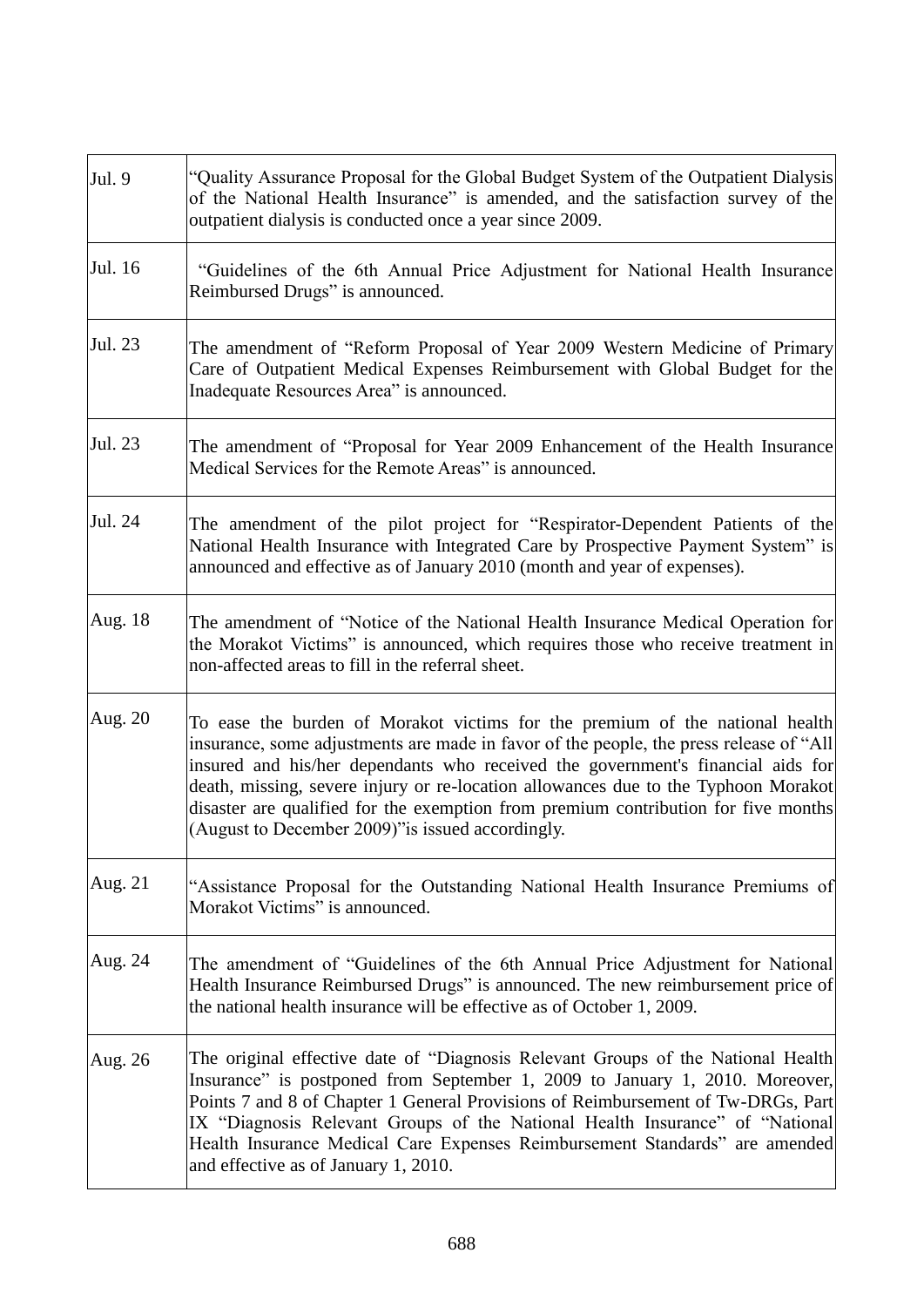| | |
|---|---|
| Jul. 9 | "Quality Assurance Proposal for the Global Budget System of the Outpatient Dialysis of the National Health Insurance" is amended, and the satisfaction survey of the outpatient dialysis is conducted once a year since 2009. |
| Jul. 16 | "Guidelines of the 6th Annual Price Adjustment for National Health Insurance Reimbursed Drugs" is announced. |
| Jul. 23 | The amendment of "Reform Proposal of Year 2009 Western Medicine of Primary Care of Outpatient Medical Expenses Reimbursement with Global Budget for the Inadequate Resources Area" is announced. |
| Jul. 23 | The amendment of "Proposal for Year 2009 Enhancement of the Health Insurance Medical Services for the Remote Areas" is announced. |
| Jul. 24 | The amendment of the pilot project for "Respirator-Dependent Patients of the National Health Insurance with Integrated Care by Prospective Payment System" is announced and effective as of January 2010 (month and year of expenses). |
| Aug. 18 | The amendment of "Notice of the National Health Insurance Medical Operation for the Morakot Victims" is announced, which requires those who receive treatment in non-affected areas to fill in the referral sheet. |
| Aug. 20 | To ease the burden of Morakot victims for the premium of the national health insurance, some adjustments are made in favor of the people, the press release of "All insured and his/her dependants who received the government's financial aids for death, missing, severe injury or re-location allowances due to the Typhoon Morakot disaster are qualified for the exemption from premium contribution for five months (August to December 2009)"is issued accordingly. |
| Aug. 21 | "Assistance Proposal for the Outstanding National Health Insurance Premiums of Morakot Victims" is announced. |
| Aug. 24 | The amendment of "Guidelines of the 6th Annual Price Adjustment for National Health Insurance Reimbursed Drugs" is announced. The new reimbursement price of the national health insurance will be effective as of October 1, 2009. |
| Aug. 26 | The original effective date of "Diagnosis Relevant Groups of the National Health Insurance" is postponed from September 1, 2009 to January 1, 2010. Moreover, Points 7 and 8 of Chapter 1 General Provisions of Reimbursement of Tw-DRGs, Part IX "Diagnosis Relevant Groups of the National Health Insurance" of "National Health Insurance Medical Care Expenses Reimbursement Standards" are amended and effective as of January 1, 2010. |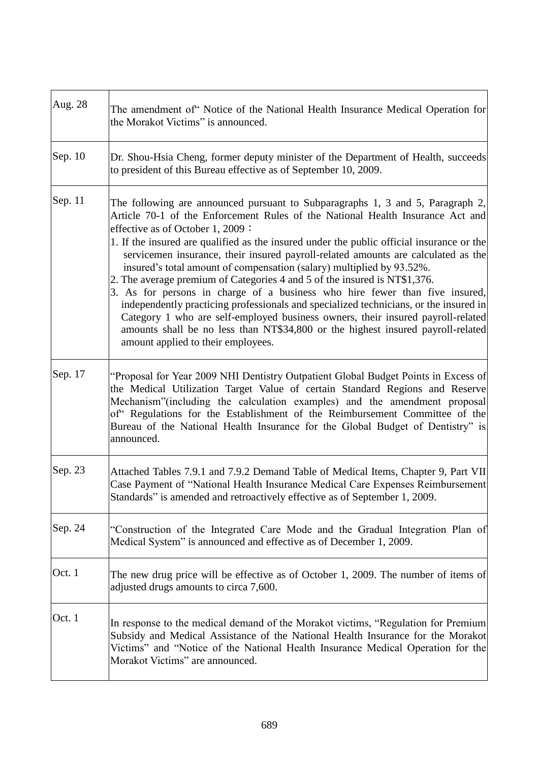| | |
|---|---|
| Aug. 28 | The amendment of" Notice of the National Health Insurance Medical Operation for the Morakot Victims" is announced. |
| Sep. 10 | Dr. Shou-Hsia Cheng, former deputy minister of the Department of Health, succeeds to president of this Bureau effective as of September 10, 2009. |
| Sep. 11 | The following are announced pursuant to Subparagraphs 1, 3 and 5, Paragraph 2, Article 70-1 of the Enforcement Rules of the National Health Insurance Act and effective as of October 1, 2009：<br>1. If the insured are qualified as the insured under the public official insurance or the servicemen insurance, their insured payroll-related amounts are calculated as the insured's total amount of compensation (salary) multiplied by 93.52%.<br>2. The average premium of Categories 4 and 5 of the insured is NT$1,376.<br>3. As for persons in charge of a business who hire fewer than five insured, independently practicing professionals and specialized technicians, or the insured in Category 1 who are self-employed business owners, their insured payroll-related amounts shall be no less than NT$34,800 or the highest insured payroll-related amount applied to their employees. |
| Sep. 17 | "Proposal for Year 2009 NHI Dentistry Outpatient Global Budget Points in Excess of the Medical Utilization Target Value of certain Standard Regions and Reserve Mechanism"(including the calculation examples) and the amendment proposal of" Regulations for the Establishment of the Reimbursement Committee of the Bureau of the National Health Insurance for the Global Budget of Dentistry" is announced. |
| Sep. 23 | Attached Tables 7.9.1 and 7.9.2 Demand Table of Medical Items, Chapter 9, Part VII Case Payment of "National Health Insurance Medical Care Expenses Reimbursement Standards" is amended and retroactively effective as of September 1, 2009. |
| Sep. 24 | "Construction of the Integrated Care Mode and the Gradual Integration Plan of Medical System" is announced and effective as of December 1, 2009. |
| Oct. 1 | The new drug price will be effective as of October 1, 2009. The number of items of adjusted drugs amounts to circa 7,600. |
| Oct. 1 | In response to the medical demand of the Morakot victims, "Regulation for Premium Subsidy and Medical Assistance of the National Health Insurance for the Morakot Victims" and "Notice of the National Health Insurance Medical Operation for the Morakot Victims" are announced. |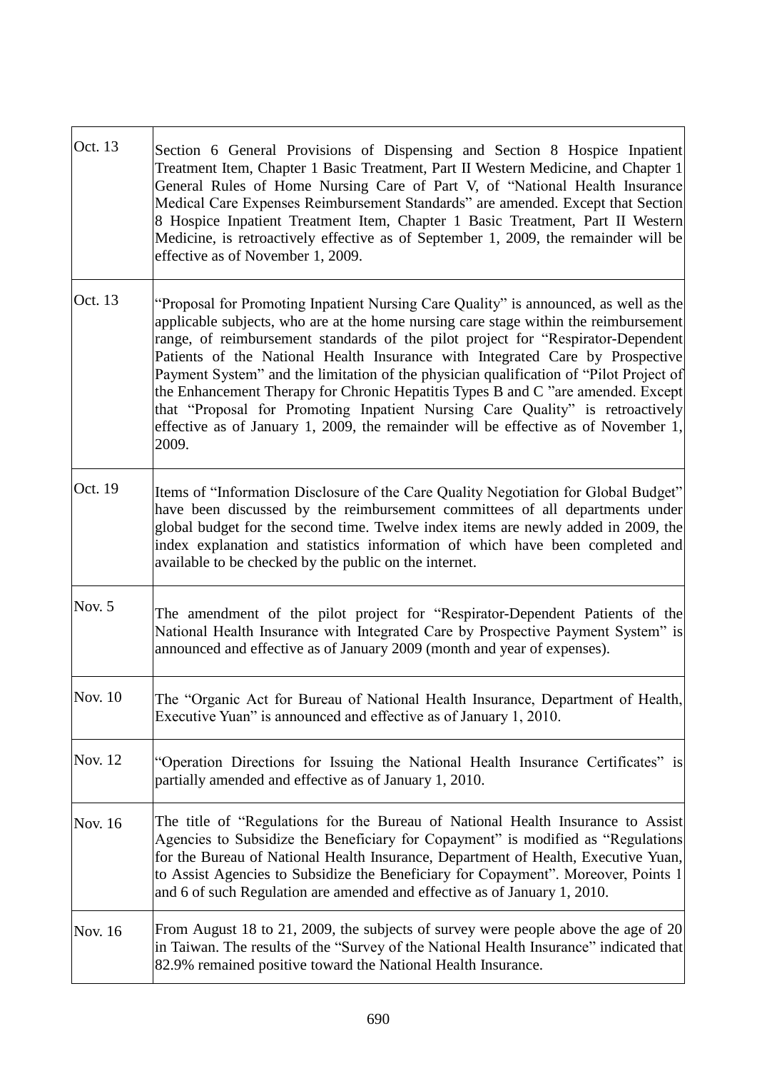| | |
|---|---|
| Oct. 13 | Section 6 General Provisions of Dispensing and Section 8 Hospice Inpatient Treatment Item, Chapter 1 Basic Treatment, Part II Western Medicine, and Chapter 1 General Rules of Home Nursing Care of Part V, of "National Health Insurance Medical Care Expenses Reimbursement Standards" are amended. Except that Section 8 Hospice Inpatient Treatment Item, Chapter 1 Basic Treatment, Part II Western Medicine, is retroactively effective as of September 1, 2009, the remainder will be effective as of November 1, 2009. |
| Oct. 13 | "Proposal for Promoting Inpatient Nursing Care Quality" is announced, as well as the applicable subjects, who are at the home nursing care stage within the reimbursement range, of reimbursement standards of the pilot project for "Respirator-Dependent Patients of the National Health Insurance with Integrated Care by Prospective Payment System" and the limitation of the physician qualification of "Pilot Project of the Enhancement Therapy for Chronic Hepatitis Types B and C "are amended. Except that "Proposal for Promoting Inpatient Nursing Care Quality" is retroactively effective as of January 1, 2009, the remainder will be effective as of November 1, 2009. |
| Oct. 19 | Items of "Information Disclosure of the Care Quality Negotiation for Global Budget" have been discussed by the reimbursement committees of all departments under global budget for the second time. Twelve index items are newly added in 2009, the index explanation and statistics information of which have been completed and available to be checked by the public on the internet. |
| Nov. 5 | The amendment of the pilot project for "Respirator-Dependent Patients of the National Health Insurance with Integrated Care by Prospective Payment System" is announced and effective as of January 2009 (month and year of expenses). |
| Nov. 10 | The "Organic Act for Bureau of National Health Insurance, Department of Health, Executive Yuan" is announced and effective as of January 1, 2010. |
| Nov. 12 | "Operation Directions for Issuing the National Health Insurance Certificates" is partially amended and effective as of January 1, 2010. |
| Nov. 16 | The title of "Regulations for the Bureau of National Health Insurance to Assist Agencies to Subsidize the Beneficiary for Copayment" is modified as "Regulations for the Bureau of National Health Insurance, Department of Health, Executive Yuan, to Assist Agencies to Subsidize the Beneficiary for Copayment". Moreover, Points 1 and 6 of such Regulation are amended and effective as of January 1, 2010. |
| Nov. 16 | From August 18 to 21, 2009, the subjects of survey were people above the age of 20 in Taiwan. The results of the "Survey of the National Health Insurance" indicated that 82.9% remained positive toward the National Health Insurance. |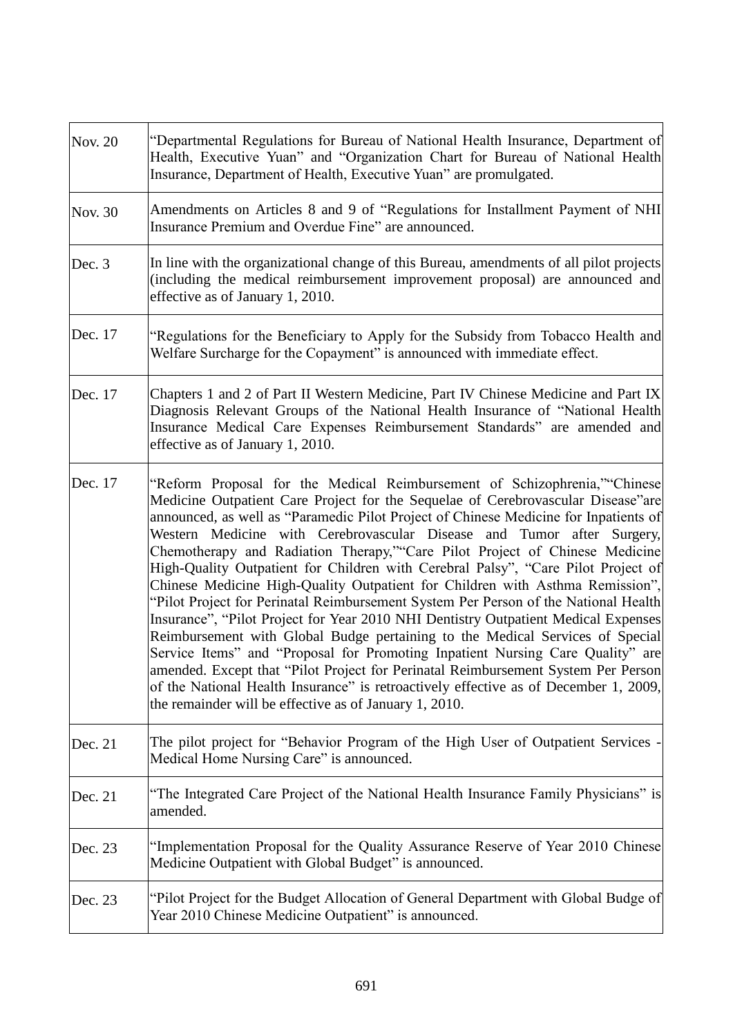| | |
|---|---|
| Nov. 20 | "Departmental Regulations for Bureau of National Health Insurance, Department of Health, Executive Yuan" and "Organization Chart for Bureau of National Health Insurance, Department of Health, Executive Yuan" are promulgated. |
| Nov. 30 | Amendments on Articles 8 and 9 of "Regulations for Installment Payment of NHI Insurance Premium and Overdue Fine" are announced. |
| Dec. 3 | In line with the organizational change of this Bureau, amendments of all pilot projects (including the medical reimbursement improvement proposal) are announced and effective as of January 1, 2010. |
| Dec. 17 | "Regulations for the Beneficiary to Apply for the Subsidy from Tobacco Health and Welfare Surcharge for the Copayment" is announced with immediate effect. |
| Dec. 17 | Chapters 1 and 2 of Part II Western Medicine, Part IV Chinese Medicine and Part IX Diagnosis Relevant Groups of the National Health Insurance of "National Health Insurance Medical Care Expenses Reimbursement Standards" are amended and effective as of January 1, 2010. |
| Dec. 17 | "Reform Proposal for the Medical Reimbursement of Schizophrenia,""Chinese Medicine Outpatient Care Project for the Sequelae of Cerebrovascular Disease"are announced, as well as "Paramedic Pilot Project of Chinese Medicine for Inpatients of Western Medicine with Cerebrovascular Disease and Tumor after Surgery, Chemotherapy and Radiation Therapy,""Care Pilot Project of Chinese Medicine High-Quality Outpatient for Children with Cerebral Palsy", "Care Pilot Project of Chinese Medicine High-Quality Outpatient for Children with Asthma Remission", "Pilot Project for Perinatal Reimbursement System Per Person of the National Health Insurance", "Pilot Project for Year 2010 NHI Dentistry Outpatient Medical Expenses Reimbursement with Global Budge pertaining to the Medical Services of Special Service Items" and "Proposal for Promoting Inpatient Nursing Care Quality" are amended. Except that "Pilot Project for Perinatal Reimbursement System Per Person of the National Health Insurance" is retroactively effective as of December 1, 2009, the remainder will be effective as of January 1, 2010. |
| Dec. 21 | The pilot project for "Behavior Program of the High User of Outpatient Services - Medical Home Nursing Care" is announced. |
| Dec. 21 | "The Integrated Care Project of the National Health Insurance Family Physicians" is amended. |
| Dec. 23 | "Implementation Proposal for the Quality Assurance Reserve of Year 2010 Chinese Medicine Outpatient with Global Budget" is announced. |
| Dec. 23 | "Pilot Project for the Budget Allocation of General Department with Global Budge of Year 2010 Chinese Medicine Outpatient" is announced. |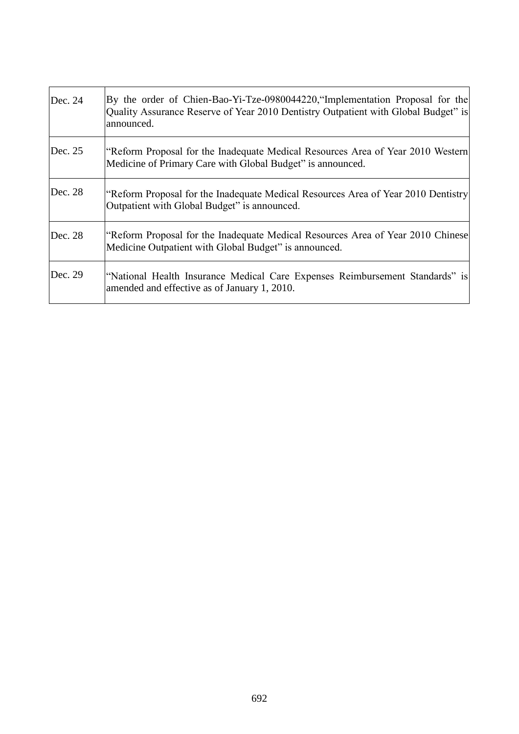| | |
|---|---|
| Dec. 24 | By the order of Chien-Bao-Yi-Tze-0980044220,“Implementation Proposal for the Quality Assurance Reserve of Year 2010 Dentistry Outpatient with Global Budget” is announced. |
| Dec. 25 | “Reform Proposal for the Inadequate Medical Resources Area of Year 2010 Western Medicine of Primary Care with Global Budget” is announced. |
| Dec. 28 | “Reform Proposal for the Inadequate Medical Resources Area of Year 2010 Dentistry Outpatient with Global Budget” is announced. |
| Dec. 28 | “Reform Proposal for the Inadequate Medical Resources Area of Year 2010 Chinese Medicine Outpatient with Global Budget” is announced. |
| Dec. 29 | “National Health Insurance Medical Care Expenses Reimbursement Standards” is amended and effective as of January 1, 2010. |